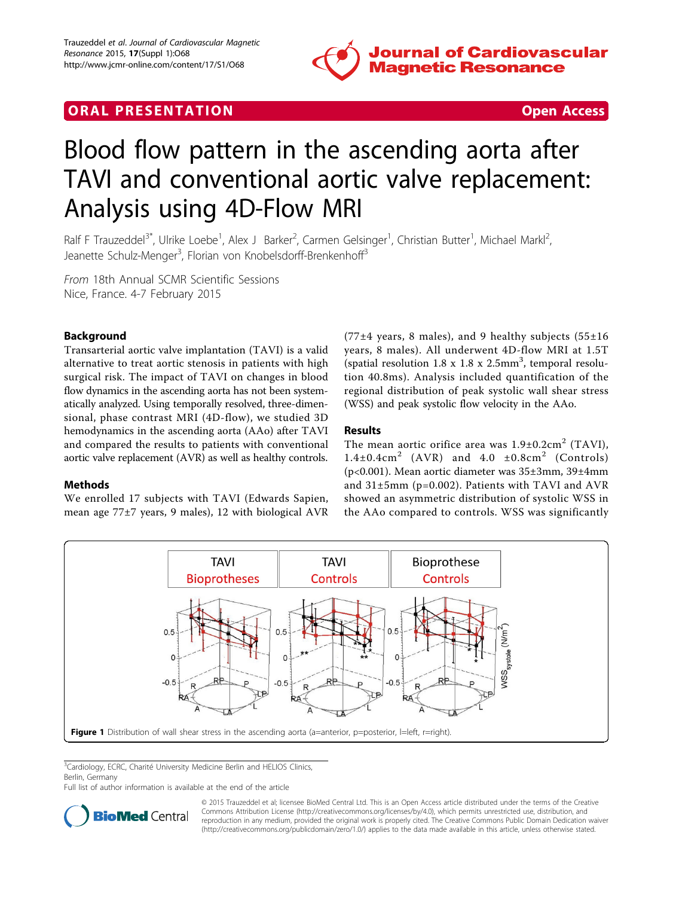ORAL PRESENTATION **Open Access**

# Blood flow pattern in the ascending aorta after TAVI and conventional aortic valve replacement: Analysis using 4D-Flow MRI

Ralf F Trauzeddel[3*], Ulrike Loebe[1], Alex J Barker[2], Carmen Gelsinger[1], Christian Butter[1], Michael Markl[2], Jeanette Schulz-Menger[3], Florian von Knobelsdorff-Brenkenhoff[3]

*From* 18th Annual SCMR Scientific Sessions
Nice, France. 4-7 February 2015

## Background

Transarterial aortic valve implantation (TAVI) is a valid alternative to treat aortic stenosis in patients with high surgical risk. The impact of TAVI on changes in blood flow dynamics in the ascending aorta has not been systematically analyzed. Using temporally resolved, three-dimensional, phase contrast MRI (4D-flow), we studied 3D hemodynamics in the ascending aorta (AAo) after TAVI and compared the results to patients with conventional aortic valve replacement (AVR) as well as healthy controls.

## Methods

We enrolled 17 subjects with TAVI (Edwards Sapien, mean age 77±7 years, 9 males), 12 with biological AVR (77±4 years, 8 males), and 9 healthy subjects (55±16 years, 8 males). All underwent 4D-flow MRI at 1.5T (spatial resolution 1.8 x 1.8 x 2.5mm$^3$, temporal resolution 40.8ms). Analysis included quantification of the regional distribution of peak systolic wall shear stress (WSS) and peak systolic flow velocity in the AAo.

## Results

The mean aortic orifice area was 1.9±0.2cm$^2$ (TAVI), 1.4±0.4cm$^2$ (AVR) and 4.0 ±0.8cm$^2$ (Controls) ($p<0.001$). Mean aortic diameter was 35±3mm, 39±4mm and 31±5mm ($p=0.002$). Patients with TAVI and AVR showed an asymmetric distribution of systolic WSS in the AAo compared to controls. WSS was significantly

**Figure 1** Distribution of wall shear stress in the ascending aorta (a=anterior, p=posterior, l=left, r=right).

[3]Cardiology, ECRC, Charité University Medicine Berlin and HELIOS Clinics, Berlin, Germany
Full list of author information is available at the end of the article

© 2015 Trauzeddel et al; licensee BioMed Central Ltd. This is an Open Access article distributed under the terms of the Creative Commons Attribution License (http://creativecommons.org/licenses/by/4.0), which permits unrestricted use, distribution, and reproduction in any medium, provided the original work is properly cited. The Creative Commons Public Domain Dedication waiver (http://creativecommons.org/publicdomain/zero/1.0/) applies to the data made available in this article, unless otherwise stated.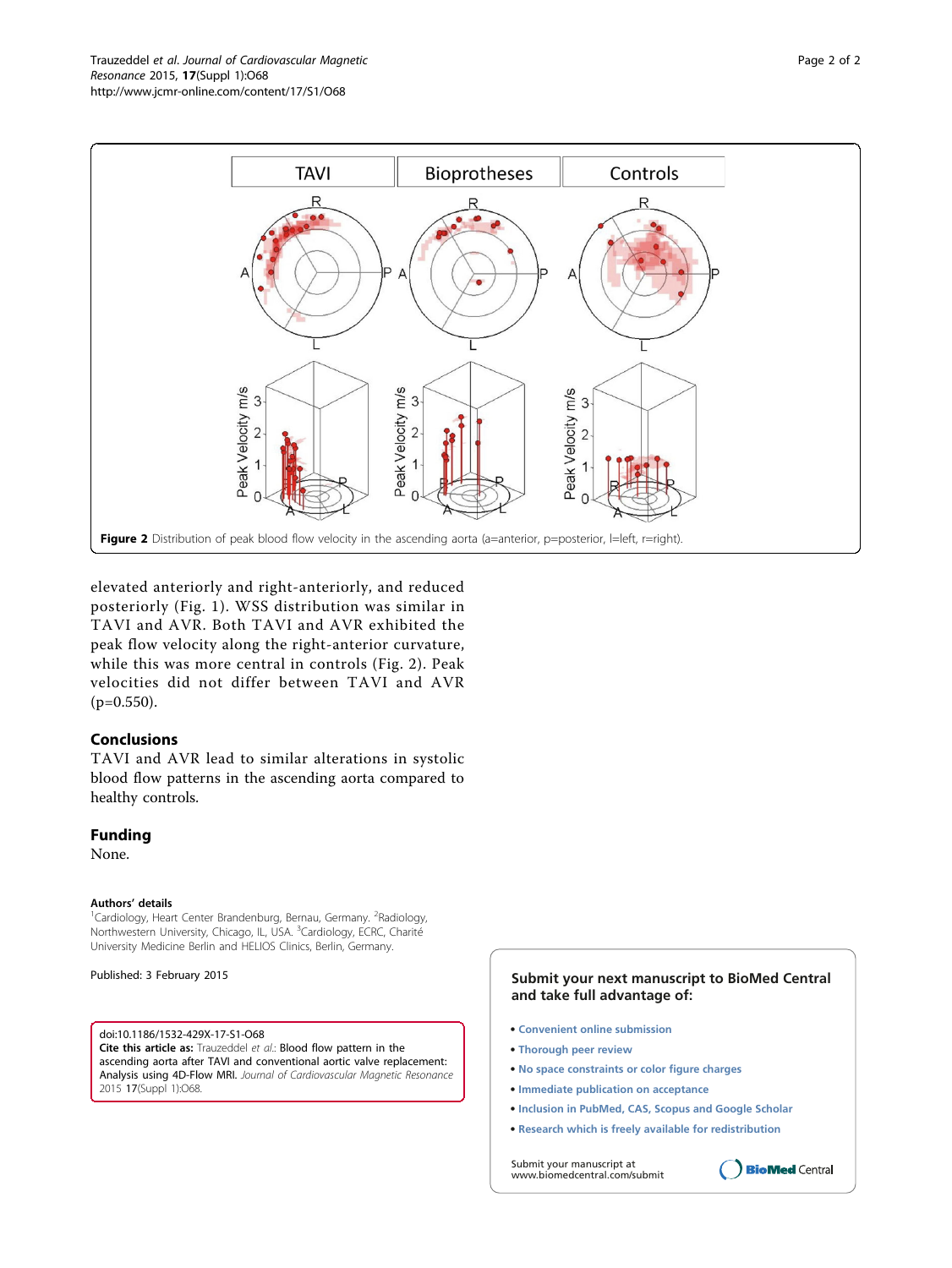TAVI

Bioprotheses

Controls

R

A

P

L

Peak Velocity m/s

0 1 2 3

Figure 2 Distribution of peak blood flow velocity in the ascending aorta (a=anterior, p=posterior, l=left, r=right).

elevated anteriorly and right-anteriorly, and reduced posteriorly (Fig. 1). WSS distribution was similar in TAVI and AVR. Both TAVI and AVR exhibited the peak flow velocity along the right-anterior curvature, while this was more central in controls (Fig. 2). Peak velocities did not differ between TAVI and AVR (p=0.550).

## Conclusions

TAVI and AVR lead to similar alterations in systolic blood flow patterns in the ascending aorta compared to healthy controls.

## Funding

None.

### Authors' details

[1]Cardiology, Heart Center Brandenburg, Bernau, Germany. [2]Radiology, Northwestern University, Chicago, IL, USA. [3]Cardiology, ECRC, Charité University Medicine Berlin and HELIOS Clinics, Berlin, Germany.

Published: 3 February 2015

doi:10.1186/1532-429X-17-S1-O68

**Cite this article as:** Trauzeddel *et al.*: Blood flow pattern in the ascending aorta after TAVI and conventional aortic valve replacement: Analysis using 4D-Flow MRI. *Journal of Cardiovascular Magnetic Resonance* 2015 17(Suppl 1):O68.

**Submit your next manuscript to BioMed Central and take full advantage of:**

- Convenient online submission
- Thorough peer review
- No space constraints or color figure charges
- Immediate publication on acceptance
- Inclusion in PubMed, CAS, Scopus and Google Scholar
- Research which is freely available for redistribution

Submit your manuscript at www.biomedcentral.com/submit